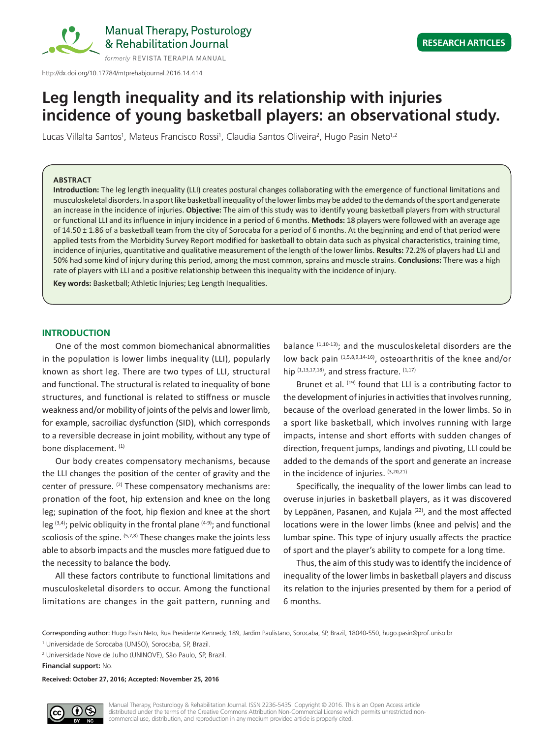http://dx.doi.org/10.17784/mtprehabjournal.2016.14.414

# Leg length inequality and its relationship with injuries incidence of young basketball players: an observational study.

Lucas Villalta Santos[1], Mateus Francisco Rossi[1], Claudia Santos Oliveira[2], Hugo Pasin Neto[1,2]

**ABSTRACT**

**Introduction:** The leg length inequality (LLI) creates postural changes collaborating with the emergence of functional limitations and musculoskeletal disorders. In a sport like basketball inequality of the lower limbs may be added to the demands of the sport and generate an increase in the incidence of injuries. **Objective:** The aim of this study was to identify young basketball players from with structural or functional LLI and its influence in injury incidence in a period of 6 months. **Methods:** 18 players were followed with an average age of 14.50 ± 1.86 of a basketball team from the city of Sorocaba for a period of 6 months. At the beginning and end of that period were applied tests from the Morbidity Survey Report modified for basketball to obtain data such as physical characteristics, training time, incidence of injuries, quantitative and qualitative measurement of the length of the lower limbs. **Results:** 72.2% of players had LLI and 50% had some kind of injury during this period, among the most common, sprains and muscle strains. **Conclusions:** There was a high rate of players with LLI and a positive relationship between this inequality with the incidence of injury.

**Key words:** Basketball; Athletic Injuries; Leg Length Inequalities.

## INTRODUCTION

One of the most common biomechanical abnormalities in the population is lower limbs inequality (LLI), popularly known as short leg. There are two types of LLI, structural and functional. The structural is related to inequality of bone structures, and functional is related to stiffness or muscle weakness and/or mobility of joints of the pelvis and lower limb, for example, sacroiliac dysfunction (SID), which corresponds to a reversible decrease in joint mobility, without any type of bone displacement. [1]

Our body creates compensatory mechanisms, because the LLI changes the position of the center of gravity and the center of pressure. [2] These compensatory mechanisms are: pronation of the foot, hip extension and knee on the long leg; supination of the foot, hip flexion and knee at the short leg [3,4]; pelvic obliquity in the frontal plane [4-9]; and functional scoliosis of the spine. [5,7,8] These changes make the joints less able to absorb impacts and the muscles more fatigued due to the necessity to balance the body.

All these factors contribute to functional limitations and musculoskeletal disorders to occur. Among the functional limitations are changes in the gait pattern, running and balance [1,10-13]; and the musculoskeletal disorders are the low back pain [1,5,8,9,14-16], osteoarthritis of the knee and/or hip [1,13,17,18], and stress fracture. [1,17]

Brunet et al. [19] found that LLI is a contributing factor to the development of injuries in activities that involves running, because of the overload generated in the lower limbs. So in a sport like basketball, which involves running with large impacts, intense and short efforts with sudden changes of direction, frequent jumps, landings and pivoting, LLI could be added to the demands of the sport and generate an increase in the incidence of injuries. [3,20,21]

Specifically, the inequality of the lower limbs can lead to overuse injuries in basketball players, as it was discovered by Leppänen, Pasanen, and Kujala [22], and the most affected locations were in the lower limbs (knee and pelvis) and the lumbar spine. This type of injury usually affects the practice of sport and the player's ability to compete for a long time.

Thus, the aim of this study was to identify the incidence of inequality of the lower limbs in basketball players and discuss its relation to the injuries presented by them for a period of 6 months.

Corresponding author: Hugo Pasin Neto, Rua Presidente Kennedy, 189, Jardim Paulistano, Sorocaba, SP, Brazil, 18040-550, hugo.pasin@prof.uniso.br

[1] Universidade de Sorocaba (UNISO), Sorocaba, SP, Brazil.

[2] Universidade Nove de Julho (UNINOVE), São Paulo, SP, Brazil.

**Financial support:** No.

**Received: October 27, 2016; Accepted: November 25, 2016**

Manual Therapy, Posturology & Rehabilitation Journal. ISSN 2236-5435. Copyright © 2016. This is an Open Access article distributed under the terms of the Creative Commons Attribution Non-Commercial License which permits unrestricted non-commercial use, distribution, and reproduction in any medium provided article is properly cited.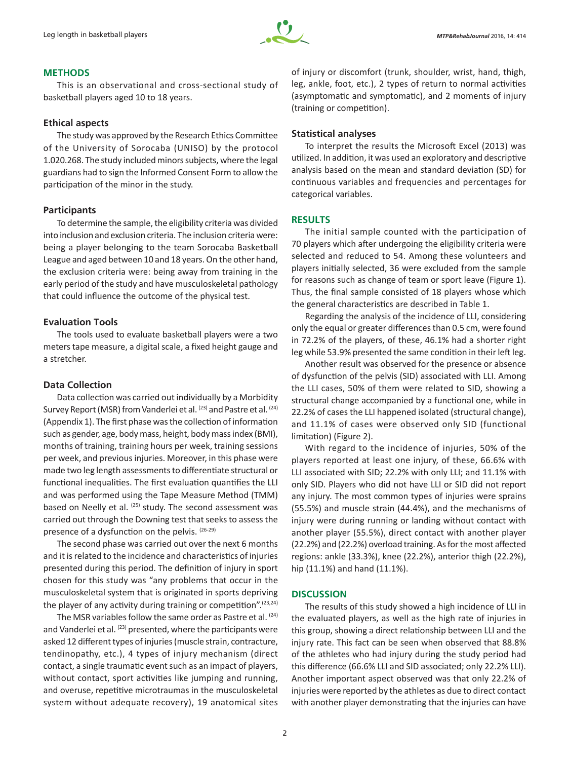## METHODS

This is an observational and cross-sectional study of basketball players aged 10 to 18 years.

### Ethical aspects

The study was approved by the Research Ethics Committee of the University of Sorocaba (UNISO) by the protocol 1.020.268. The study included minors subjects, where the legal guardians had to sign the Informed Consent Form to allow the participation of the minor in the study.

### Participants

To determine the sample, the eligibility criteria was divided into inclusion and exclusion criteria. The inclusion criteria were: being a player belonging to the team Sorocaba Basketball League and aged between 10 and 18 years. On the other hand, the exclusion criteria were: being away from training in the early period of the study and have musculoskeletal pathology that could influence the outcome of the physical test.

### Evaluation Tools

The tools used to evaluate basketball players were a two meters tape measure, a digital scale, a fixed height gauge and a stretcher.

### Data Collection

Data collection was carried out individually by a Morbidity Survey Report (MSR) from Vanderlei et al. [23] and Pastre et al. [24] (Appendix 1). The first phase was the collection of information such as gender, age, body mass, height, body mass index (BMI), months of training, training hours per week, training sessions per week, and previous injuries. Moreover, in this phase were made two leg length assessments to differentiate structural or functional inequalities. The first evaluation quantifies the LLI and was performed using the Tape Measure Method (TMM) based on Neelly et al. [25] study. The second assessment was carried out through the Downing test that seeks to assess the presence of a dysfunction on the pelvis. [26-29]

The second phase was carried out over the next 6 months and it is related to the incidence and characteristics of injuries presented during this period. The definition of injury in sport chosen for this study was "any problems that occur in the musculoskeletal system that is originated in sports depriving the player of any activity during training or competition".[23,24]

The MSR variables follow the same order as Pastre et al. [24] and Vanderlei et al. [23] presented, where the participants were asked 12 different types of injuries (muscle strain, contracture, tendinopathy, etc.), 4 types of injury mechanism (direct contact, a single traumatic event such as an impact of players, without contact, sport activities like jumping and running, and overuse, repetitive microtraumas in the musculoskeletal system without adequate recovery), 19 anatomical sites of injury or discomfort (trunk, shoulder, wrist, hand, thigh, leg, ankle, foot, etc.), 2 types of return to normal activities (asymptomatic and symptomatic), and 2 moments of injury (training or competition).

### Statistical analyses

To interpret the results the Microsoft Excel (2013) was utilized. In addition, it was used an exploratory and descriptive analysis based on the mean and standard deviation (SD) for continuous variables and frequencies and percentages for categorical variables.

## RESULTS

The initial sample counted with the participation of 70 players which after undergoing the eligibility criteria were selected and reduced to 54. Among these volunteers and players initially selected, 36 were excluded from the sample for reasons such as change of team or sport leave (Figure 1). Thus, the final sample consisted of 18 players whose which the general characteristics are described in Table 1.

Regarding the analysis of the incidence of LLI, considering only the equal or greater differences than 0.5 cm, were found in 72.2% of the players, of these, 46.1% had a shorter right leg while 53.9% presented the same condition in their left leg.

Another result was observed for the presence or absence of dysfunction of the pelvis (SID) associated with LLI. Among the LLI cases, 50% of them were related to SID, showing a structural change accompanied by a functional one, while in 22.2% of cases the LLI happened isolated (structural change), and 11.1% of cases were observed only SID (functional limitation) (Figure 2).

With regard to the incidence of injuries, 50% of the players reported at least one injury, of these, 66.6% with LLI associated with SID; 22.2% with only LLI; and 11.1% with only SID. Players who did not have LLI or SID did not report any injury. The most common types of injuries were sprains (55.5%) and muscle strain (44.4%), and the mechanisms of injury were during running or landing without contact with another player (55.5%), direct contact with another player (22.2%) and (22.2%) overload training. As for the most affected regions: ankle (33.3%), knee (22.2%), anterior thigh (22.2%), hip (11.1%) and hand (11.1%).

## DISCUSSION

The results of this study showed a high incidence of LLI in the evaluated players, as well as the high rate of injuries in this group, showing a direct relationship between LLI and the injury rate. This fact can be seen when observed that 88.8% of the athletes who had injury during the study period had this difference (66.6% LLI and SID associated; only 22.2% LLI). Another important aspect observed was that only 22.2% of injuries were reported by the athletes as due to direct contact with another player demonstrating that the injuries can have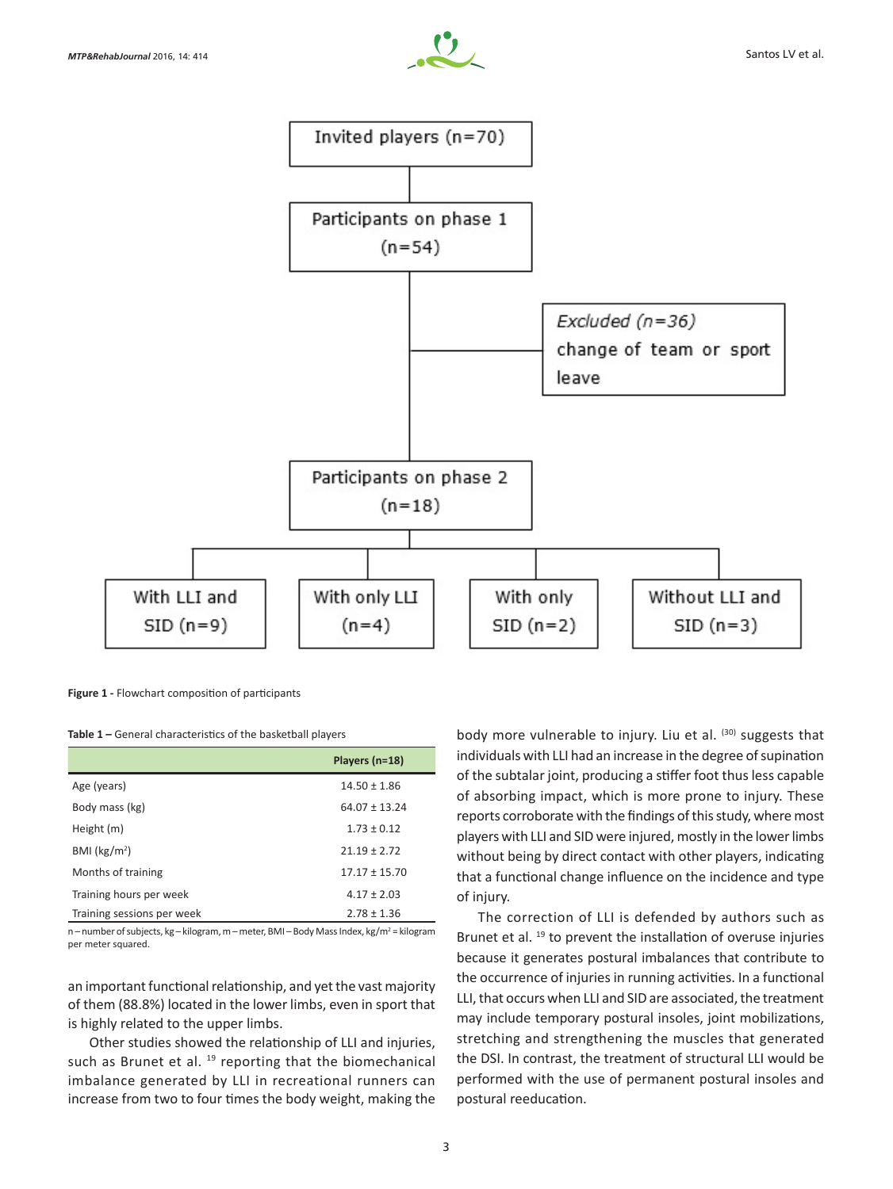Invited players (n=70)

Participants on phase 1 (n=54)

*Excluded (n=36)* change of team or sport leave

Participants on phase 2 (n=18)

With LLI and SID (n=9) | With only LLI (n=4) | With only SID (n=2) | Without LLI and SID (n=3)

**Figure 1 -** Flowchart composition of participants

**Table 1 –** General characteristics of the basketball players

| | Players (n=18) |
|---|---|
| Age (years) | 14.50 ± 1.86 |
| Body mass (kg) | 64.07 ± 13.24 |
| Height (m) | 1.73 ± 0.12 |
| BMI (kg/m²) | 21.19 ± 2.72 |
| Months of training | 17.17 ± 15.70 |
| Training hours per week | 4.17 ± 2.03 |
| Training sessions per week | 2.78 ± 1.36 |

n – number of subjects, kg – kilogram, m – meter, BMI – Body Mass Index, kg/m² = kilogram per meter squared.

an important functional relationship, and yet the vast majority of them (88.8%) located in the lower limbs, even in sport that is highly related to the upper limbs.

Other studies showed the relationship of LLI and injuries, such as Brunet et al. [19] reporting that the biomechanical imbalance generated by LLI in recreational runners can increase from two to four times the body weight, making the body more vulnerable to injury. Liu et al. [(30)] suggests that individuals with LLI had an increase in the degree of supination of the subtalar joint, producing a stiffer foot thus less capable of absorbing impact, which is more prone to injury. These reports corroborate with the findings of this study, where most players with LLI and SID were injured, mostly in the lower limbs without being by direct contact with other players, indicating that a functional change influence on the incidence and type of injury.

The correction of LLI is defended by authors such as Brunet et al. [19] to prevent the installation of overuse injuries because it generates postural imbalances that contribute to the occurrence of injuries in running activities. In a functional LLI, that occurs when LLI and SID are associated, the treatment may include temporary postural insoles, joint mobilizations, stretching and strengthening the muscles that generated the DSI. In contrast, the treatment of structural LLI would be performed with the use of permanent postural insoles and postural reeducation.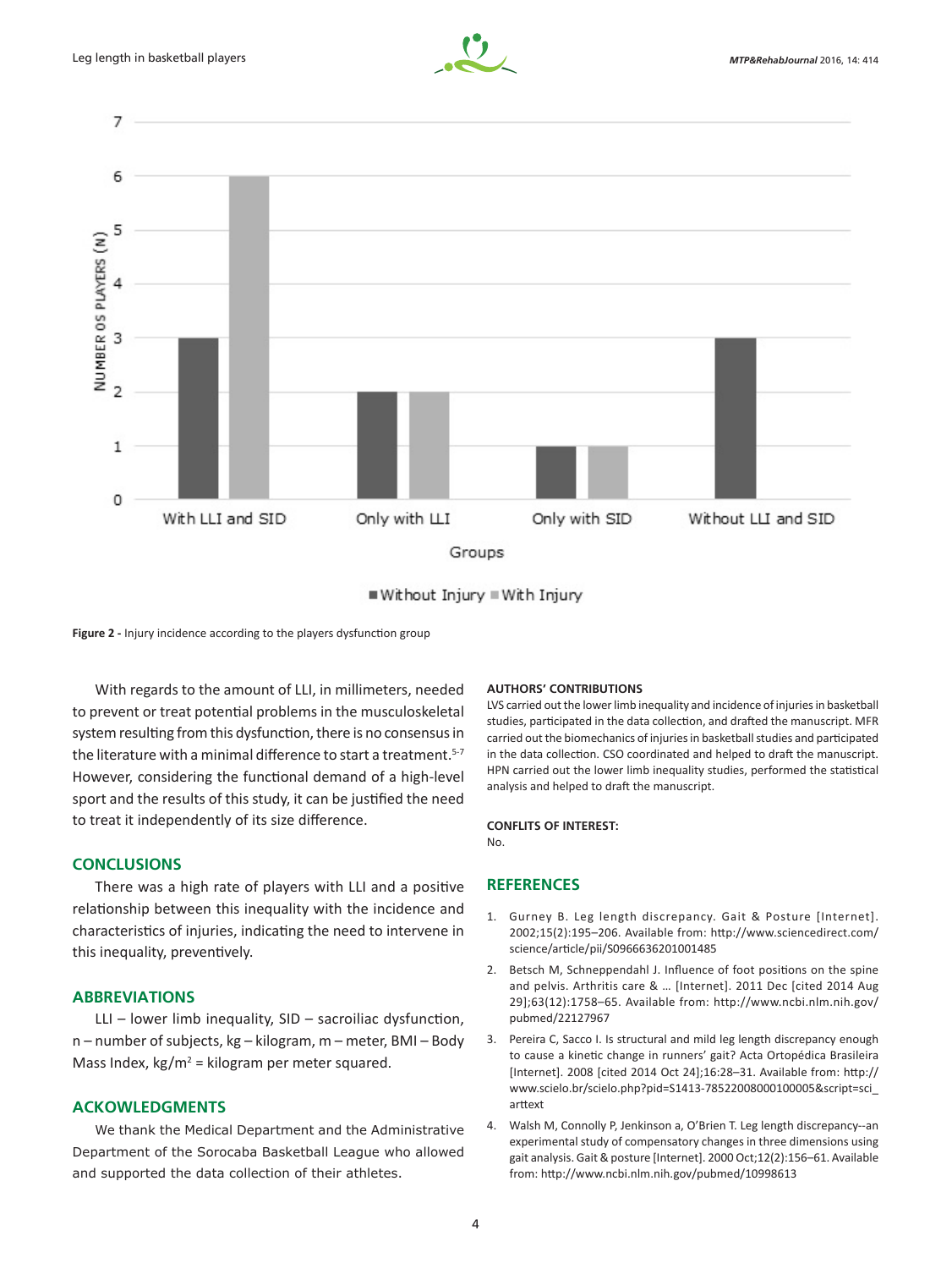Figure 2 - Injury incidence according to the players dysfunction group

With regards to the amount of LLI, in millimeters, needed to prevent or treat potential problems in the musculoskeletal system resulting from this dysfunction, there is no consensus in the literature with a minimal difference to start a treatment.[5-7] However, considering the functional demand of a high-level sport and the results of this study, it can be justified the need to treat it independently of its size difference.

## CONCLUSIONS

There was a high rate of players with LLI and a positive relationship between this inequality with the incidence and characteristics of injuries, indicating the need to intervene in this inequality, preventively.

## ABBREVIATIONS

LLI – lower limb inequality, SID – sacroiliac dysfunction, n – number of subjects, kg – kilogram, m – meter, BMI – Body Mass Index, kg/m$^2$ = kilogram per meter squared.

## ACKOWLEDGMENTS

We thank the Medical Department and the Administrative Department of the Sorocaba Basketball League who allowed and supported the data collection of their athletes.

**AUTHORS' CONTRIBUTIONS**

LVS carried out the lower limb inequality and incidence of injuries in basketball studies, participated in the data collection, and drafted the manuscript. MFR carried out the biomechanics of injuries in basketball studies and participated in the data collection. CSO coordinated and helped to draft the manuscript. HPN carried out the lower limb inequality studies, performed the statistical analysis and helped to draft the manuscript.

**CONFLITS OF INTEREST:**

No.

## REFERENCES

1. Gurney B. Leg length discrepancy. Gait & Posture [Internet]. 2002;15(2):195–206. Available from: http://www.sciencedirect.com/science/article/pii/S0966636201001485
2. Betsch M, Schneppendahl J. Influence of foot positions on the spine and pelvis. Arthritis care & … [Internet]. 2011 Dec [cited 2014 Aug 29];63(12):1758–65. Available from: http://www.ncbi.nlm.nih.gov/pubmed/22127967
3. Pereira C, Sacco I. Is structural and mild leg length discrepancy enough to cause a kinetic change in runners' gait? Acta Ortopédica Brasileira [Internet]. 2008 [cited 2014 Oct 24];16:28–31. Available from: http://www.scielo.br/scielo.php?pid=S1413-78522008000100005&script=sci_arttext
4. Walsh M, Connolly P, Jenkinson a, O'Brien T. Leg length discrepancy--an experimental study of compensatory changes in three dimensions using gait analysis. Gait & posture [Internet]. 2000 Oct;12(2):156–61. Available from: http://www.ncbi.nlm.nih.gov/pubmed/10998613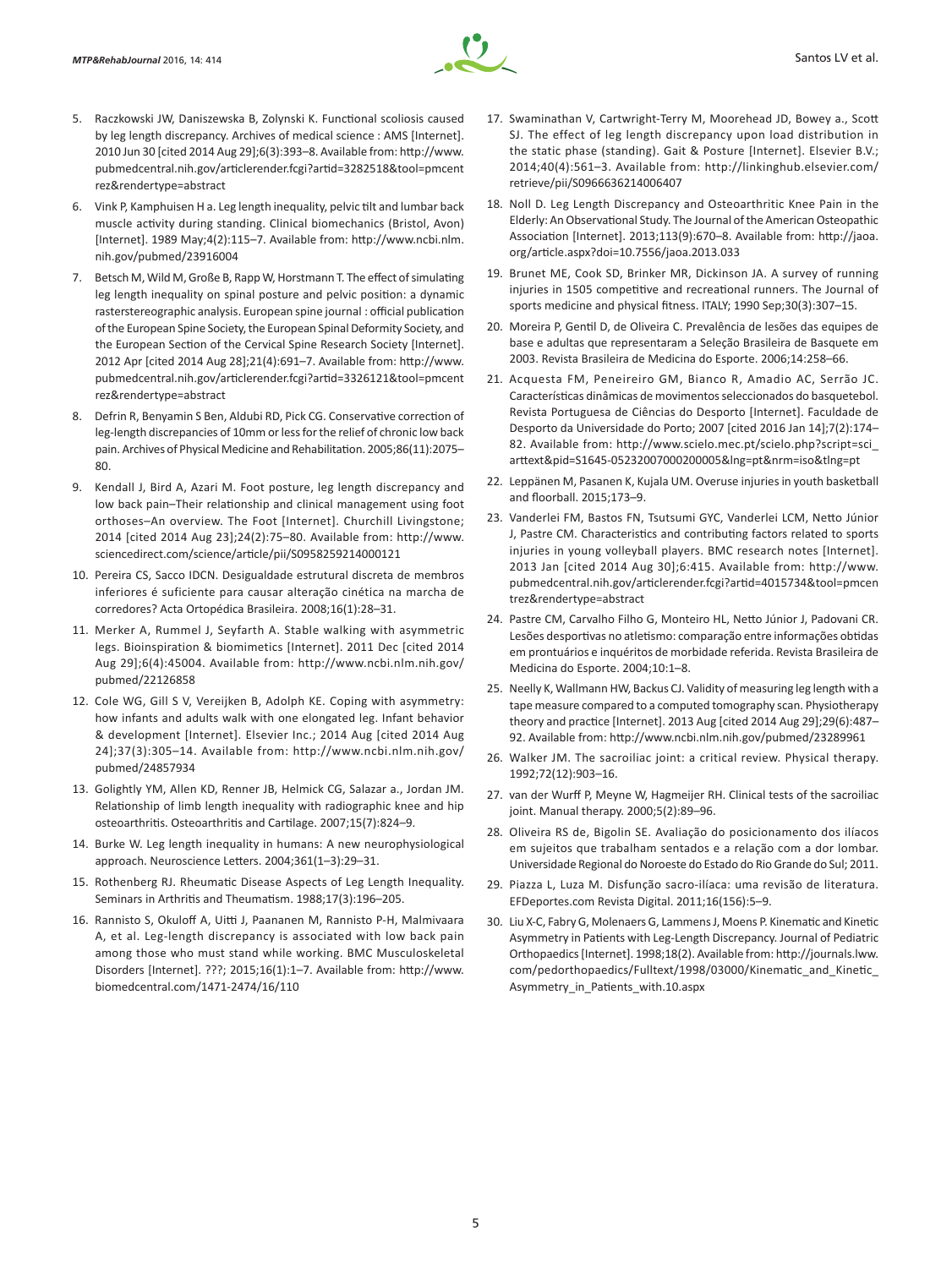5. Raczkowski JW, Daniszewska B, Zolynski K. Functional scoliosis caused by leg length discrepancy. Archives of medical science : AMS [Internet]. 2010 Jun 30 [cited 2014 Aug 29];6(3):393–8. Available from: http://www.pubmedcentral.nih.gov/articlerender.fcgi?artid=3282518&tool=pmcentrez&rendertype=abstract
6. Vink P, Kamphuisen H a. Leg length inequality, pelvic tilt and lumbar back muscle activity during standing. Clinical biomechanics (Bristol, Avon) [Internet]. 1989 May;4(2):115–7. Available from: http://www.ncbi.nlm.nih.gov/pubmed/23916004
7. Betsch M, Wild M, Große B, Rapp W, Horstmann T. The effect of simulating leg length inequality on spinal posture and pelvic position: a dynamic rasterstereographic analysis. European spine journal : official publication of the European Spine Society, the European Spinal Deformity Society, and the European Section of the Cervical Spine Research Society [Internet]. 2012 Apr [cited 2014 Aug 28];21(4):691–7. Available from: http://www.pubmedcentral.nih.gov/articlerender.fcgi?artid=3326121&tool=pmcentrez&rendertype=abstract
8. Defrin R, Benyamin S Ben, Aldubi RD, Pick CG. Conservative correction of leg-length discrepancies of 10mm or less for the relief of chronic low back pain. Archives of Physical Medicine and Rehabilitation. 2005;86(11):2075–80.
9. Kendall J, Bird A, Azari M. Foot posture, leg length discrepancy and low back pain–Their relationship and clinical management using foot orthoses–An overview. The Foot [Internet]. Churchill Livingstone; 2014 [cited 2014 Aug 23];24(2):75–80. Available from: http://www.sciencedirect.com/science/article/pii/S0958259214000121
10. Pereira CS, Sacco IDCN. Desigualdade estrutural discreta de membros inferiores é suficiente para causar alteração cinética na marcha de corredores? Acta Ortopédica Brasileira. 2008;16(1):28–31.
11. Merker A, Rummel J, Seyfarth A. Stable walking with asymmetric legs. Bioinspiration & biomimetics [Internet]. 2011 Dec [cited 2014 Aug 29];6(4):45004. Available from: http://www.ncbi.nlm.nih.gov/pubmed/22126858
12. Cole WG, Gill S V, Vereijken B, Adolph KE. Coping with asymmetry: how infants and adults walk with one elongated leg. Infant behavior & development [Internet]. Elsevier Inc.; 2014 Aug [cited 2014 Aug 24];37(3):305–14. Available from: http://www.ncbi.nlm.nih.gov/pubmed/24857934
13. Golightly YM, Allen KD, Renner JB, Helmick CG, Salazar a., Jordan JM. Relationship of limb length inequality with radiographic knee and hip osteoarthritis. Osteoarthritis and Cartilage. 2007;15(7):824–9.
14. Burke W. Leg length inequality in humans: A new neurophysiological approach. Neuroscience Letters. 2004;361(1–3):29–31.
15. Rothenberg RJ. Rheumatic Disease Aspects of Leg Length Inequality. Seminars in Arthritis and Theumatism. 1988;17(3):196–205.
16. Rannisto S, Okuloff A, Uitti J, Paananen M, Rannisto P-H, Malmivaara A, et al. Leg-length discrepancy is associated with low back pain among those who must stand while working. BMC Musculoskeletal Disorders [Internet]. ???; 2015;16(1):1–7. Available from: http://www.biomedcentral.com/1471-2474/16/110
17. Swaminathan V, Cartwright-Terry M, Moorehead JD, Bowey a., Scott SJ. The effect of leg length discrepancy upon load distribution in the static phase (standing). Gait & Posture [Internet]. Elsevier B.V.; 2014;40(4):561–3. Available from: http://linkinghub.elsevier.com/retrieve/pii/S0966636214006407
18. Noll D. Leg Length Discrepancy and Osteoarthritic Knee Pain in the Elderly: An Observational Study. The Journal of the American Osteopathic Association [Internet]. 2013;113(9):670–8. Available from: http://jaoa.org/article.aspx?doi=10.7556/jaoa.2013.033
19. Brunet ME, Cook SD, Brinker MR, Dickinson JA. A survey of running injuries in 1505 competitive and recreational runners. The Journal of sports medicine and physical fitness. ITALY; 1990 Sep;30(3):307–15.
20. Moreira P, Gentil D, de Oliveira C. Prevalência de lesões das equipes de base e adultas que representaram a Seleção Brasileira de Basquete em 2003. Revista Brasileira de Medicina do Esporte. 2006;14:258–66.
21. Acquesta FM, Peneireiro GM, Bianco R, Amadio AC, Serrão JC. Características dinâmicas de movimentos seleccionados do basquetebol. Revista Portuguesa de Ciências do Desporto [Internet]. Faculdade de Desporto da Universidade do Porto; 2007 [cited 2016 Jan 14];7(2):174–82. Available from: http://www.scielo.mec.pt/scielo.php?script=sci_arttext&pid=S1645-05232007000200005&lng=pt&nrm=iso&tlng=pt
22. Leppänen M, Pasanen K, Kujala UM. Overuse injuries in youth basketball and floorball. 2015;173–9.
23. Vanderlei FM, Bastos FN, Tsutsumi GYC, Vanderlei LCM, Netto Júnior J, Pastre CM. Characteristics and contributing factors related to sports injuries in young volleyball players. BMC research notes [Internet]. 2013 Jan [cited 2014 Aug 30];6:415. Available from: http://www.pubmedcentral.nih.gov/articlerender.fcgi?artid=4015734&tool=pmcentrez&rendertype=abstract
24. Pastre CM, Carvalho Filho G, Monteiro HL, Netto Júnior J, Padovani CR. Lesões desportivas no atletismo: comparação entre informações obtidas em prontuários e inquéritos de morbidade referida. Revista Brasileira de Medicina do Esporte. 2004;10:1–8.
25. Neelly K, Wallmann HW, Backus CJ. Validity of measuring leg length with a tape measure compared to a computed tomography scan. Physiotherapy theory and practice [Internet]. 2013 Aug [cited 2014 Aug 29];29(6):487–92. Available from: http://www.ncbi.nlm.nih.gov/pubmed/23289961
26. Walker JM. The sacroiliac joint: a critical review. Physical therapy. 1992;72(12):903–16.
27. van der Wurff P, Meyne W, Hagmeijer RH. Clinical tests of the sacroiliac joint. Manual therapy. 2000;5(2):89–96.
28. Oliveira RS de, Bigolin SE. Avaliação do posicionamento dos ilíacos em sujeitos que trabalham sentados e a relação com a dor lombar. Universidade Regional do Noroeste do Estado do Rio Grande do Sul; 2011.
29. Piazza L, Luza M. Disfunção sacro-ilíaca: uma revisão de literatura. EFDeportes.com Revista Digital. 2011;16(156):5–9.
30. Liu X-C, Fabry G, Molenaers G, Lammens J, Moens P. Kinematic and Kinetic Asymmetry in Patients with Leg-Length Discrepancy. Journal of Pediatric Orthopaedics [Internet]. 1998;18(2). Available from: http://journals.lww.com/pedorthopaedics/Fulltext/1998/03000/Kinematic_and_Kinetic_Asymmetry_in_Patients_with.10.aspx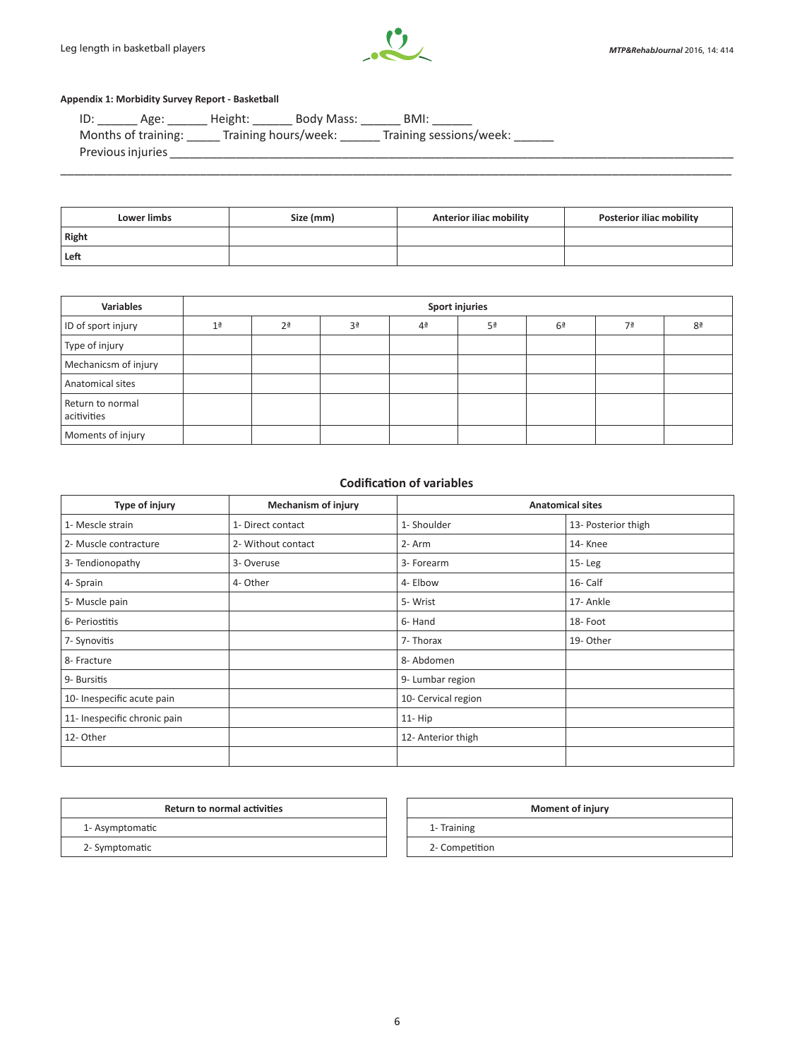**Appendix 1: Morbidity Survey Report - Basketball**

ID: ______ Age: ______ Height: ______ Body Mass: ______ BMI: ______
Months of training: _____ Training hours/week: ______ Training sessions/week: ______
Previous injuries ________________________________________________________________________________
________________________________________________________________________________________________

| Lower limbs | Size (mm) | Anterior iliac mobility | Posterior iliac mobility |
|---|---|---|---|
| **Right** | | | |
| **Left** | | | |

| Variables | Sport injuries | | | | | | | |
|---|---|---|---|---|---|---|---|---|
| ID of sport injury | 1ª | 2ª | 3ª | 4ª | 5ª | 6ª | 7ª | 8ª |
| Type of injury | | | | | | | | |
| Mechanicsm of injury | | | | | | | | |
| Anatomical sites | | | | | | | | |
| Return to normal acitivities | | | | | | | | |
| Moments of injury | | | | | | | | |

### Codification of variables

| Type of injury | Mechanism of injury | Anatomical sites | |
|---|---|---|---|
| 1- Mescle strain | 1- Direct contact | 1- Shoulder | 13- Posterior thigh |
| 2- Muscle contracture | 2- Without contact | 2- Arm | 14- Knee |
| 3- Tendionopathy | 3- Overuse | 3- Forearm | 15- Leg |
| 4- Sprain | 4- Other | 4- Elbow | 16- Calf |
| 5- Muscle pain | | 5- Wrist | 17- Ankle |
| 6- Periostitis | | 6- Hand | 18- Foot |
| 7- Synovitis | | 7- Thorax | 19- Other |
| 8- Fracture | | 8- Abdomen | |
| 9- Bursitis | | 9- Lumbar region | |
| 10- Inespecific acute pain | | 10- Cervical region | |
| 11- Inespecific chronic pain | | 11- Hip | |
| 12- Other | | 12- Anterior thigh | |
| | | | |

| Return to normal activities |
|---|
| 1- Asymptomatic |
| 2- Symptomatic |

| Moment of injury |
|---|
| 1- Training |
| 2- Competition |